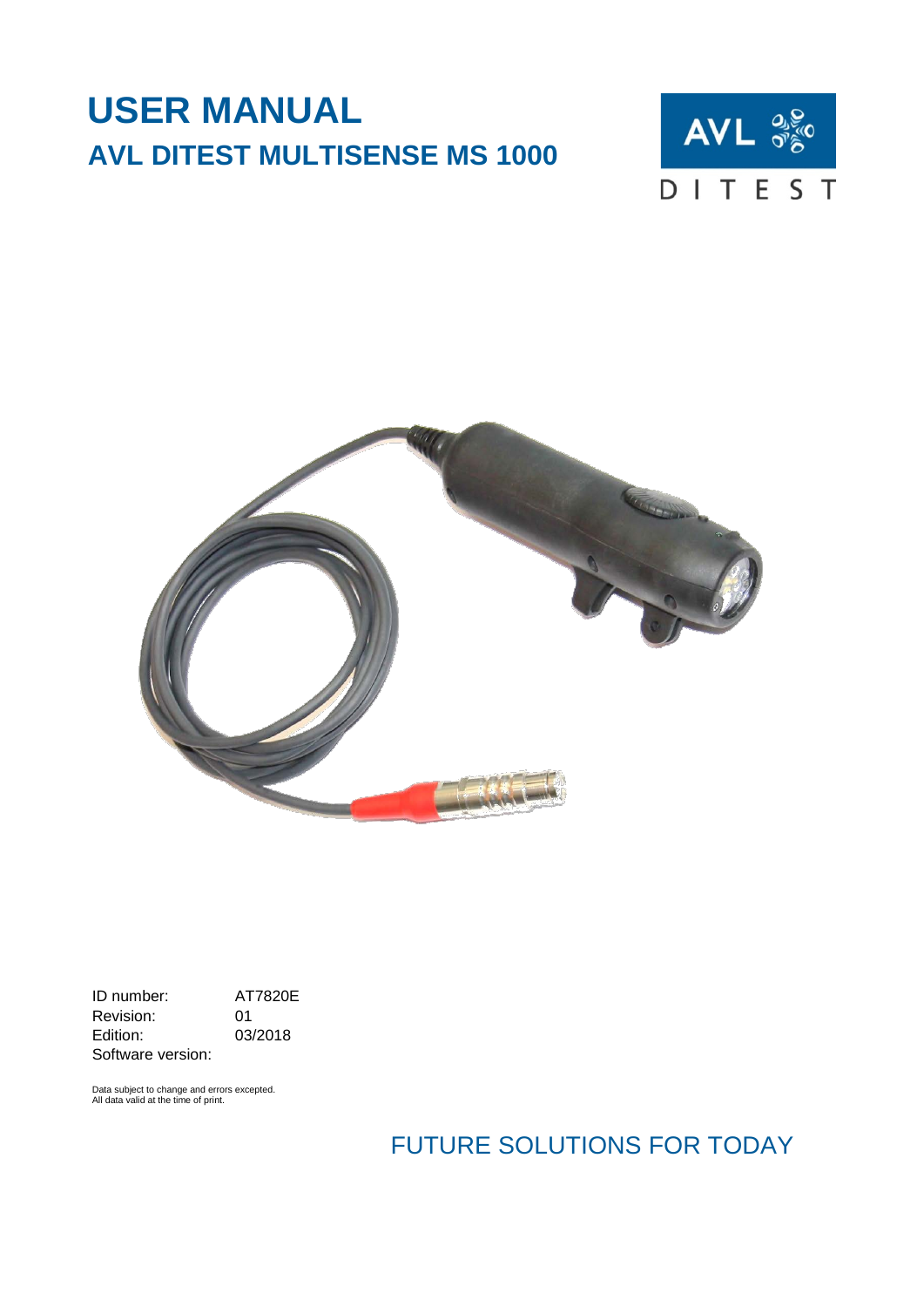# USER MANUAL

## AVL DITEST MULTISENSE MS 1000

AVL DITEST

ID number: AT7820E
Revision: 01
Edition: 03/2018
Software version:

Data subject to change and errors excepted.
All data valid at the time of print.

FUTURE SOLUTIONS FOR TODAY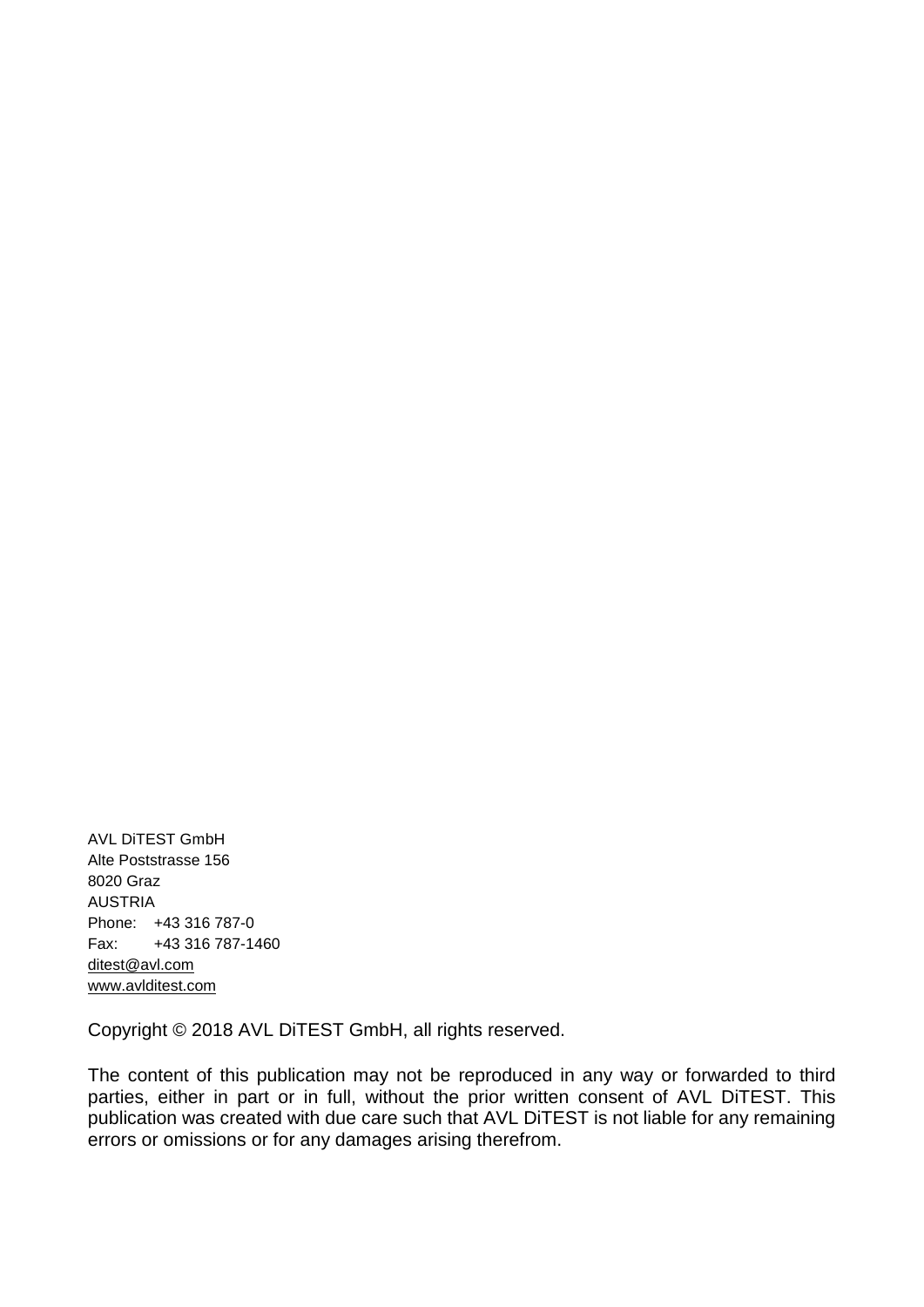AVL DiTEST GmbH
Alte Poststrasse 156
8020 Graz
AUSTRIA
Phone: +43 316 787-0
Fax: +43 316 787-1460
ditest@avl.com
www.avlditest.com

Copyright © 2018 AVL DiTEST GmbH, all rights reserved.

The content of this publication may not be reproduced in any way or forwarded to third parties, either in part or in full, without the prior written consent of AVL DiTEST. This publication was created with due care such that AVL DiTEST is not liable for any remaining errors or omissions or for any damages arising therefrom.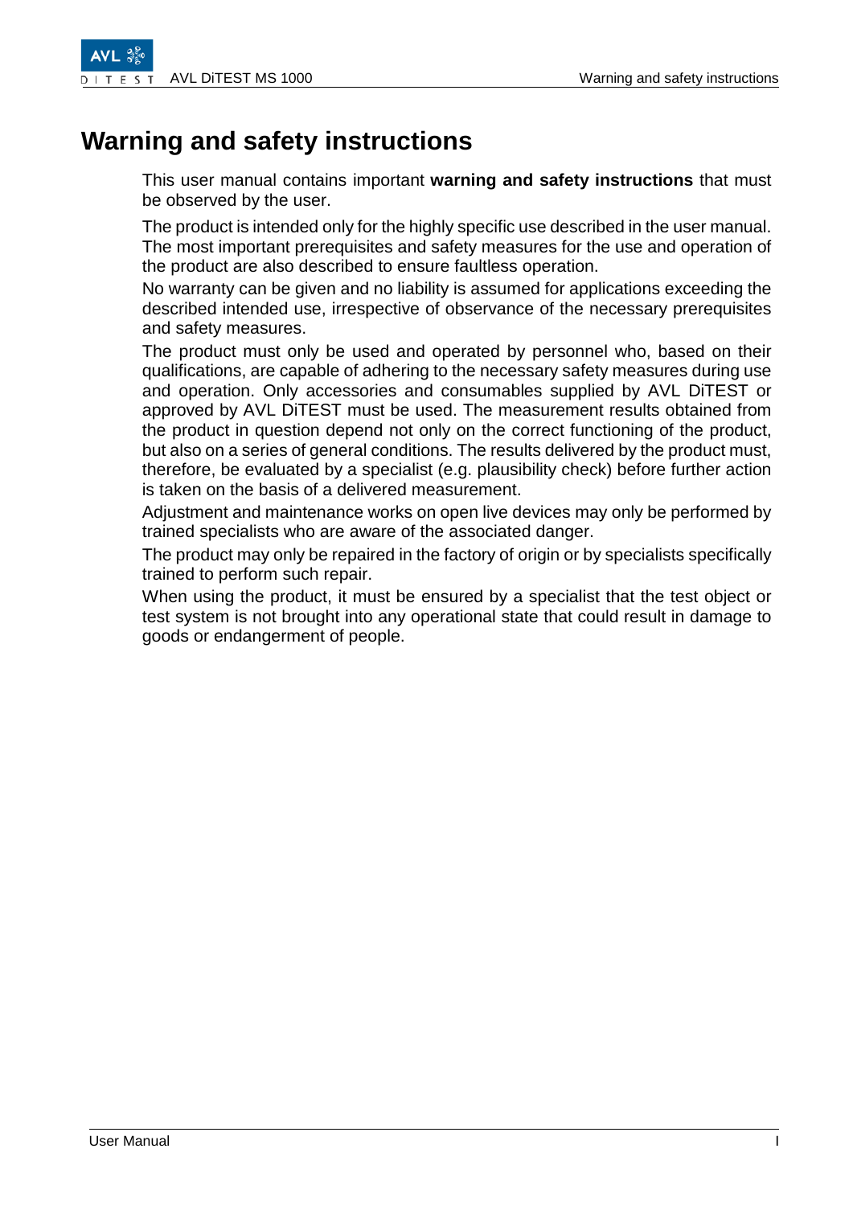# Warning and safety instructions

This user manual contains important **warning and safety instructions** that must be observed by the user.

The product is intended only for the highly specific use described in the user manual. The most important prerequisites and safety measures for the use and operation of the product are also described to ensure faultless operation.

No warranty can be given and no liability is assumed for applications exceeding the described intended use, irrespective of observance of the necessary prerequisites and safety measures.

The product must only be used and operated by personnel who, based on their qualifications, are capable of adhering to the necessary safety measures during use and operation. Only accessories and consumables supplied by AVL DiTEST or approved by AVL DiTEST must be used. The measurement results obtained from the product in question depend not only on the correct functioning of the product, but also on a series of general conditions. The results delivered by the product must, therefore, be evaluated by a specialist (e.g. plausibility check) before further action is taken on the basis of a delivered measurement.

Adjustment and maintenance works on open live devices may only be performed by trained specialists who are aware of the associated danger.

The product may only be repaired in the factory of origin or by specialists specifically trained to perform such repair.

When using the product, it must be ensured by a specialist that the test object or test system is not brought into any operational state that could result in damage to goods or endangerment of people.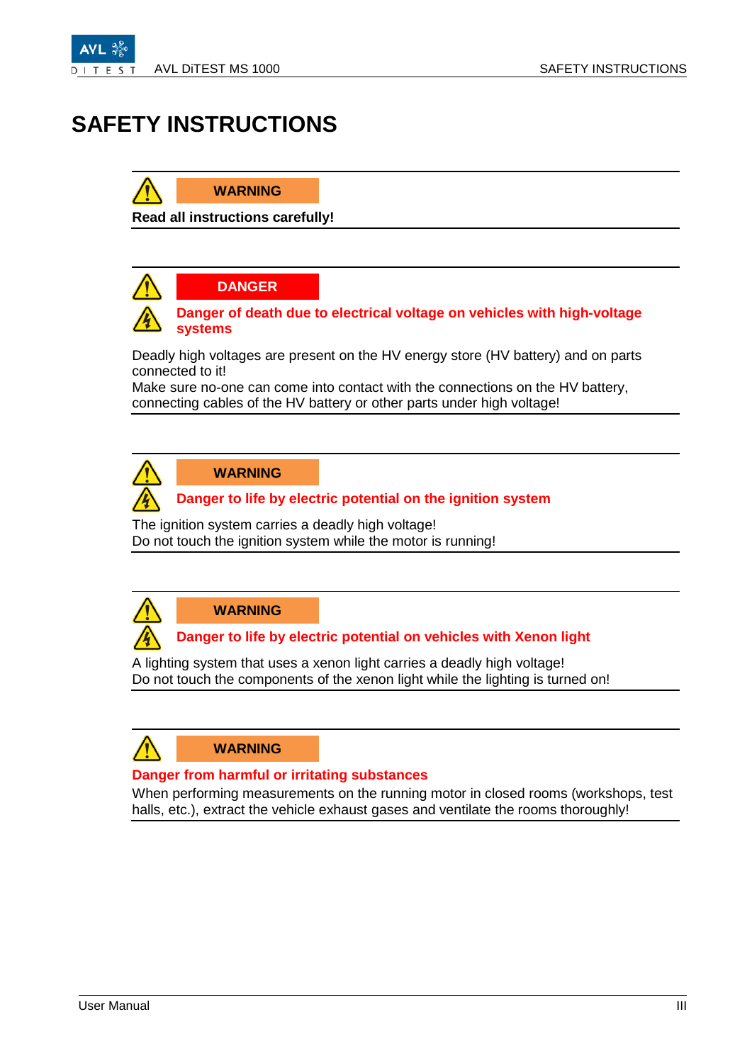# SAFETY INSTRUCTIONS

**WARNING**

**Read all instructions carefully!**

---

**DANGER**

**Danger of death due to electrical voltage on vehicles with high-voltage systems**

Deadly high voltages are present on the HV energy store (HV battery) and on parts connected to it!
Make sure no-one can come into contact with the connections on the HV battery, connecting cables of the HV battery or other parts under high voltage!

---

**WARNING**

**Danger to life by electric potential on the ignition system**

The ignition system carries a deadly high voltage!
Do not touch the ignition system while the motor is running!

---

**WARNING**

**Danger to life by electric potential on vehicles with Xenon light**

A lighting system that uses a xenon light carries a deadly high voltage!
Do not touch the components of the xenon light while the lighting is turned on!

---

**WARNING**

**Danger from harmful or irritating substances**

When performing measurements on the running motor in closed rooms (workshops, test halls, etc.), extract the vehicle exhaust gases and ventilate the rooms thoroughly!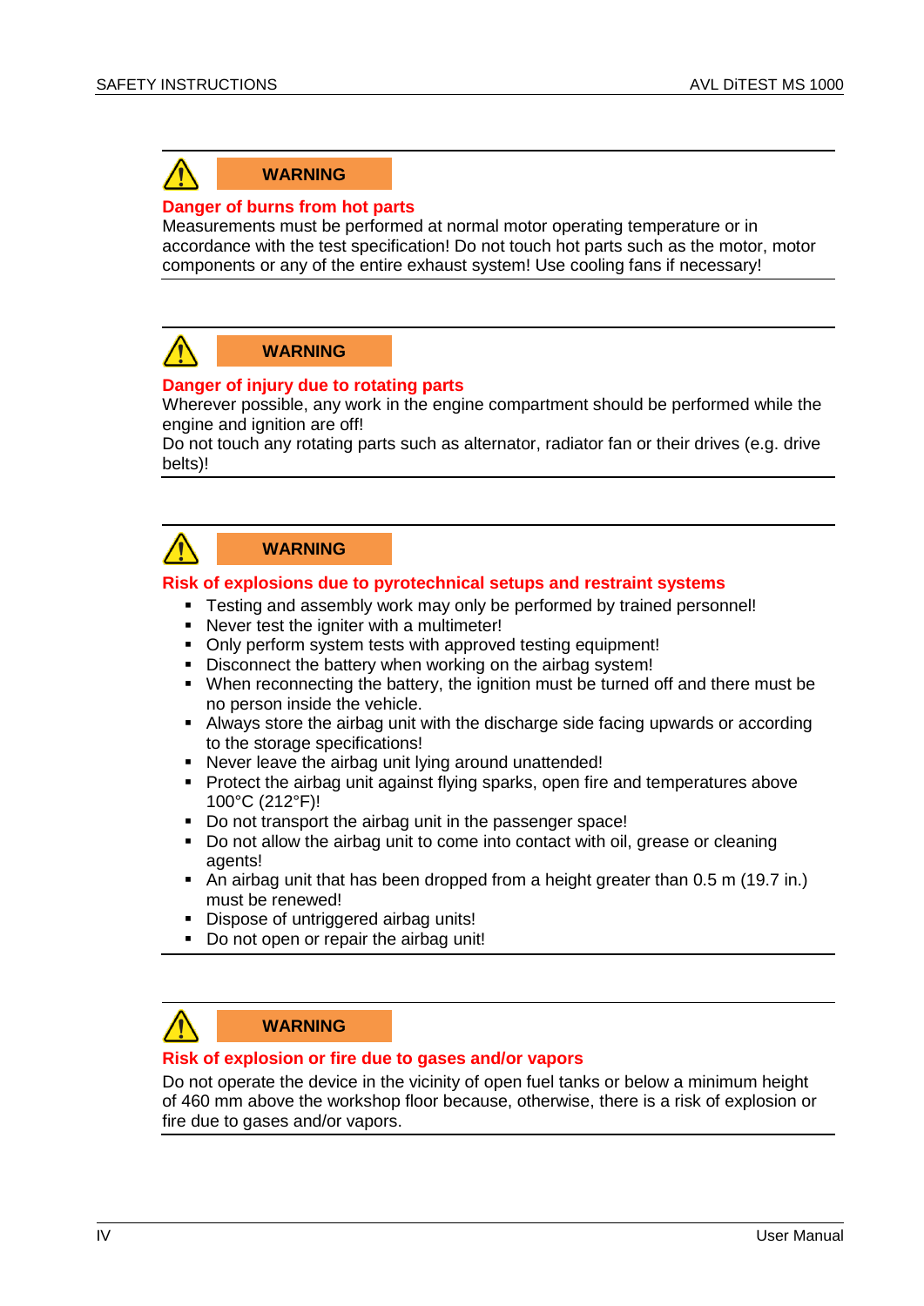⚠ **WARNING**

**Danger of burns from hot parts**

Measurements must be performed at normal motor operating temperature or in accordance with the test specification! Do not touch hot parts such as the motor, motor components or any of the entire exhaust system! Use cooling fans if necessary!

⚠ **WARNING**

**Danger of injury due to rotating parts**

Wherever possible, any work in the engine compartment should be performed while the engine and ignition are off!
Do not touch any rotating parts such as alternator, radiator fan or their drives (e.g. drive belts)!

⚠ **WARNING**

**Risk of explosions due to pyrotechnical setups and restraint systems**

- Testing and assembly work may only be performed by trained personnel!
- Never test the igniter with a multimeter!
- Only perform system tests with approved testing equipment!
- Disconnect the battery when working on the airbag system!
- When reconnecting the battery, the ignition must be turned off and there must be no person inside the vehicle.
- Always store the airbag unit with the discharge side facing upwards or according to the storage specifications!
- Never leave the airbag unit lying around unattended!
- Protect the airbag unit against flying sparks, open fire and temperatures above 100°C (212°F)!
- Do not transport the airbag unit in the passenger space!
- Do not allow the airbag unit to come into contact with oil, grease or cleaning agents!
- An airbag unit that has been dropped from a height greater than 0.5 m (19.7 in.) must be renewed!
- Dispose of untriggered airbag units!
- Do not open or repair the airbag unit!

⚠ **WARNING**

**Risk of explosion or fire due to gases and/or vapors**

Do not operate the device in the vicinity of open fuel tanks or below a minimum height of 460 mm above the workshop floor because, otherwise, there is a risk of explosion or fire due to gases and/or vapors.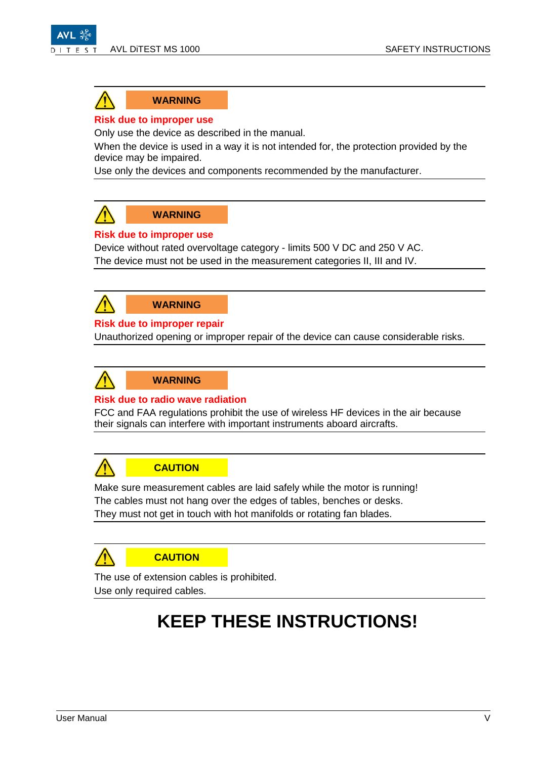**WARNING**

**Risk due to improper use**

Only use the device as described in the manual.

When the device is used in a way it is not intended for, the protection provided by the device may be impaired.

Use only the devices and components recommended by the manufacturer.

---

**WARNING**

**Risk due to improper use**

Device without rated overvoltage category - limits 500 V DC and 250 V AC.

The device must not be used in the measurement categories II, III and IV.

---

**WARNING**

**Risk due to improper repair**

Unauthorized opening or improper repair of the device can cause considerable risks.

---

**WARNING**

**Risk due to radio wave radiation**

FCC and FAA regulations prohibit the use of wireless HF devices in the air because their signals can interfere with important instruments aboard aircrafts.

---

**CAUTION**

Make sure measurement cables are laid safely while the motor is running!

The cables must not hang over the edges of tables, benches or desks.

They must not get in touch with hot manifolds or rotating fan blades.

---

**CAUTION**

The use of extension cables is prohibited.

Use only required cables.

---

# KEEP THESE INSTRUCTIONS!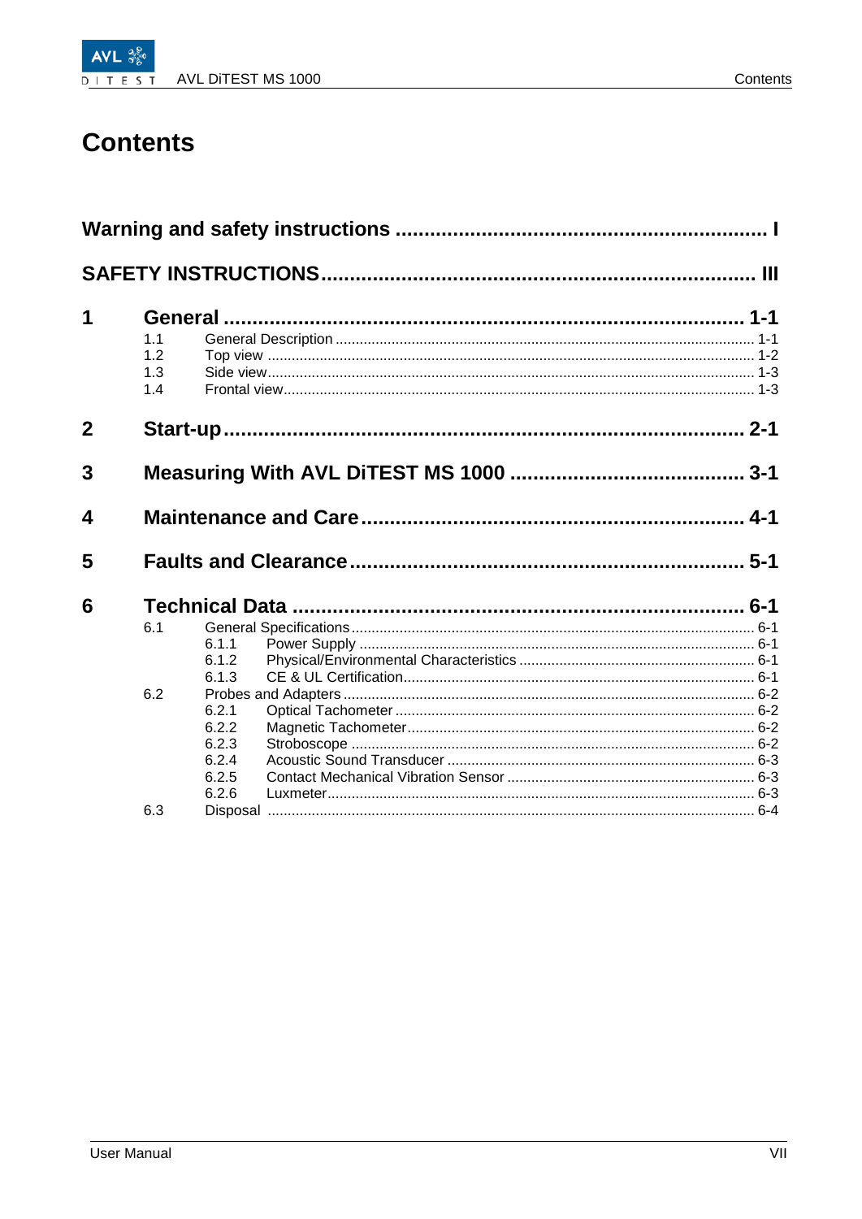# Contents

**Warning and safety instructions ........................................................ I**

**SAFETY INSTRUCTIONS ........................................................ III**

**1 General ........................................................ 1-1**

- 1.1 General Description ........................................................ 1-1
- 1.2 Top view ........................................................ 1-2
- 1.3 Side view ........................................................ 1-3
- 1.4 Frontal view ........................................................ 1-3

**2 Start-up ........................................................ 2-1**

**3 Measuring With AVL DiTEST MS 1000 ........................................................ 3-1**

**4 Maintenance and Care ........................................................ 4-1**

**5 Faults and Clearance ........................................................ 5-1**

**6 Technical Data ........................................................ 6-1**

- 6.1 General Specifications ........................................................ 6-1
  - 6.1.1 Power Supply ........................................................ 6-1
  - 6.1.2 Physical/Environmental Characteristics ........................................................ 6-1
  - 6.1.3 CE & UL Certification ........................................................ 6-1
- 6.2 Probes and Adapters ........................................................ 6-2
  - 6.2.1 Optical Tachometer ........................................................ 6-2
  - 6.2.2 Magnetic Tachometer ........................................................ 6-2
  - 6.2.3 Stroboscope ........................................................ 6-2
  - 6.2.4 Acoustic Sound Transducer ........................................................ 6-3
  - 6.2.5 Contact Mechanical Vibration Sensor ........................................................ 6-3
  - 6.2.6 Luxmeter ........................................................ 6-3
- 6.3 Disposal ........................................................ 6-4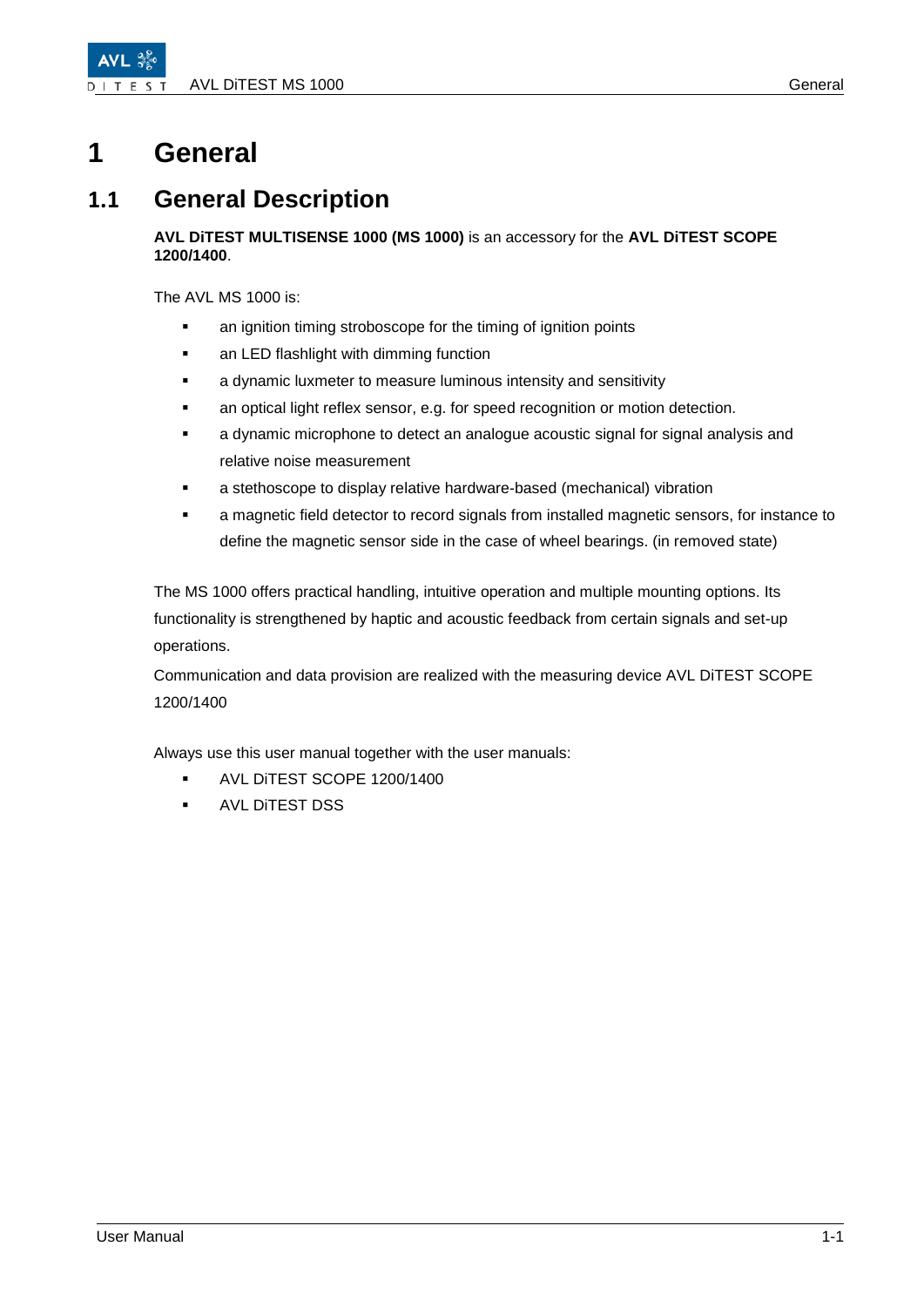# 1 General

## 1.1 General Description

**AVL DiTEST MULTISENSE 1000 (MS 1000)** is an accessory for the **AVL DiTEST SCOPE 1200/1400**.

The AVL MS 1000 is:

- an ignition timing stroboscope for the timing of ignition points
- an LED flashlight with dimming function
- a dynamic luxmeter to measure luminous intensity and sensitivity
- an optical light reflex sensor, e.g. for speed recognition or motion detection.
- a dynamic microphone to detect an analogue acoustic signal for signal analysis and relative noise measurement
- a stethoscope to display relative hardware-based (mechanical) vibration
- a magnetic field detector to record signals from installed magnetic sensors, for instance to define the magnetic sensor side in the case of wheel bearings. (in removed state)

The MS 1000 offers practical handling, intuitive operation and multiple mounting options. Its functionality is strengthened by haptic and acoustic feedback from certain signals and set-up operations.

Communication and data provision are realized with the measuring device AVL DiTEST SCOPE 1200/1400

Always use this user manual together with the user manuals:

- AVL DiTEST SCOPE 1200/1400
- AVL DiTEST DSS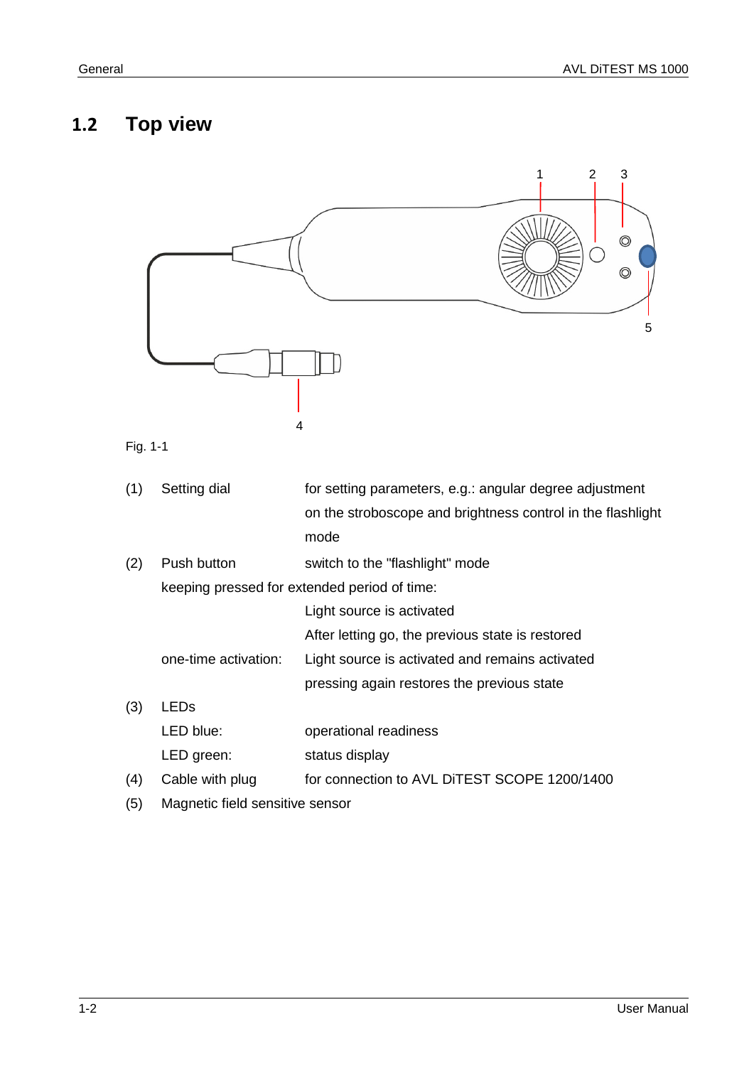## 1.2 Top view

Fig. 1-1

| | | |
|---|---|---|
| (1) | Setting dial | for setting parameters, e.g.: angular degree adjustment on the stroboscope and brightness control in the flashlight mode |
| (2) | Push button | switch to the "flashlight" mode |
| | keeping pressed for extended period of time: | |
| | | Light source is activated |
| | | After letting go, the previous state is restored |
| | one-time activation: | Light source is activated and remains activated |
| | | pressing again restores the previous state |
| (3) | LEDs | |
| | LED blue: | operational readiness |
| | LED green: | status display |
| (4) | Cable with plug | for connection to AVL DiTEST SCOPE 1200/1400 |
| (5) | Magnetic field sensitive sensor | |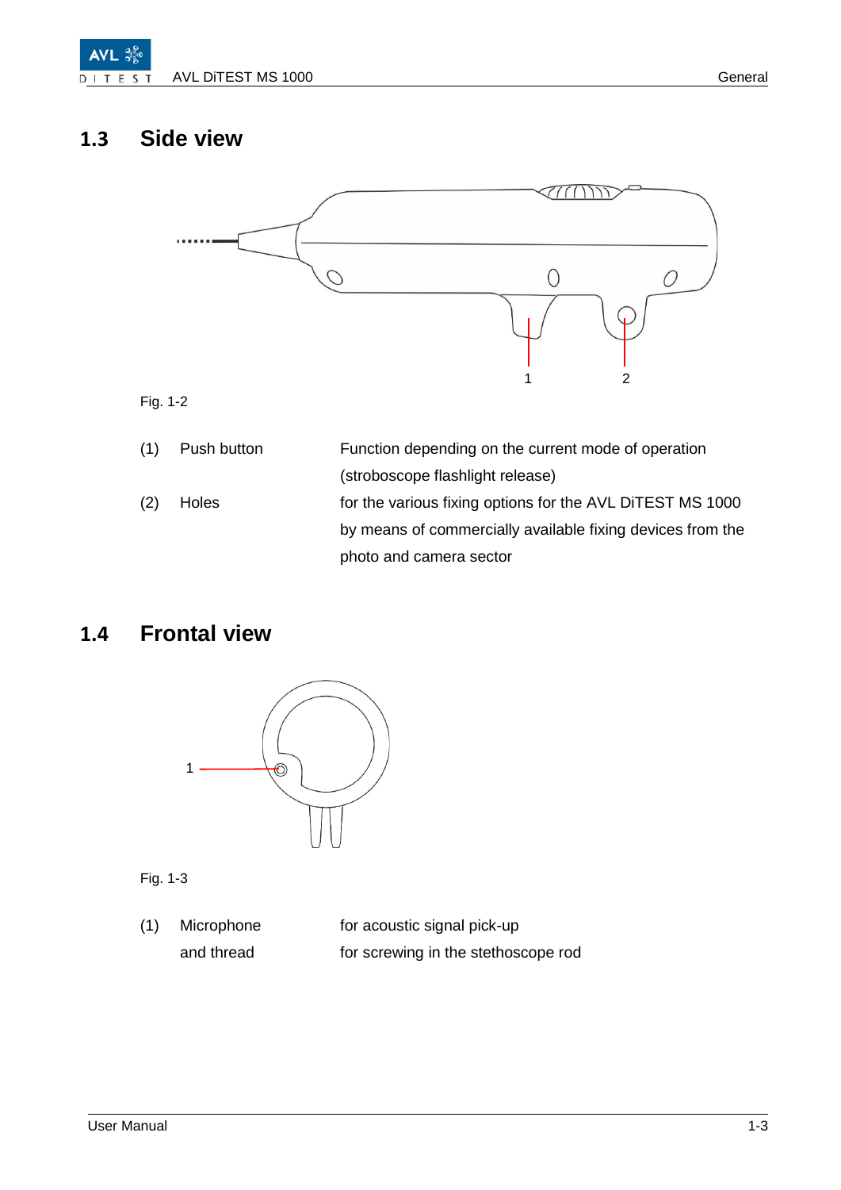## 1.3 Side view

Fig. 1-2

| | | |
|---|---|---|
| (1) | Push button | Function depending on the current mode of operation (stroboscope flashlight release) |
| (2) | Holes | for the various fixing options for the AVL DiTEST MS 1000 by means of commercially available fixing devices from the photo and camera sector |

## 1.4 Frontal view

Fig. 1-3

| | | |
|---|---|---|
| (1) | Microphone | for acoustic signal pick-up |
| | and thread | for screwing in the stethoscope rod |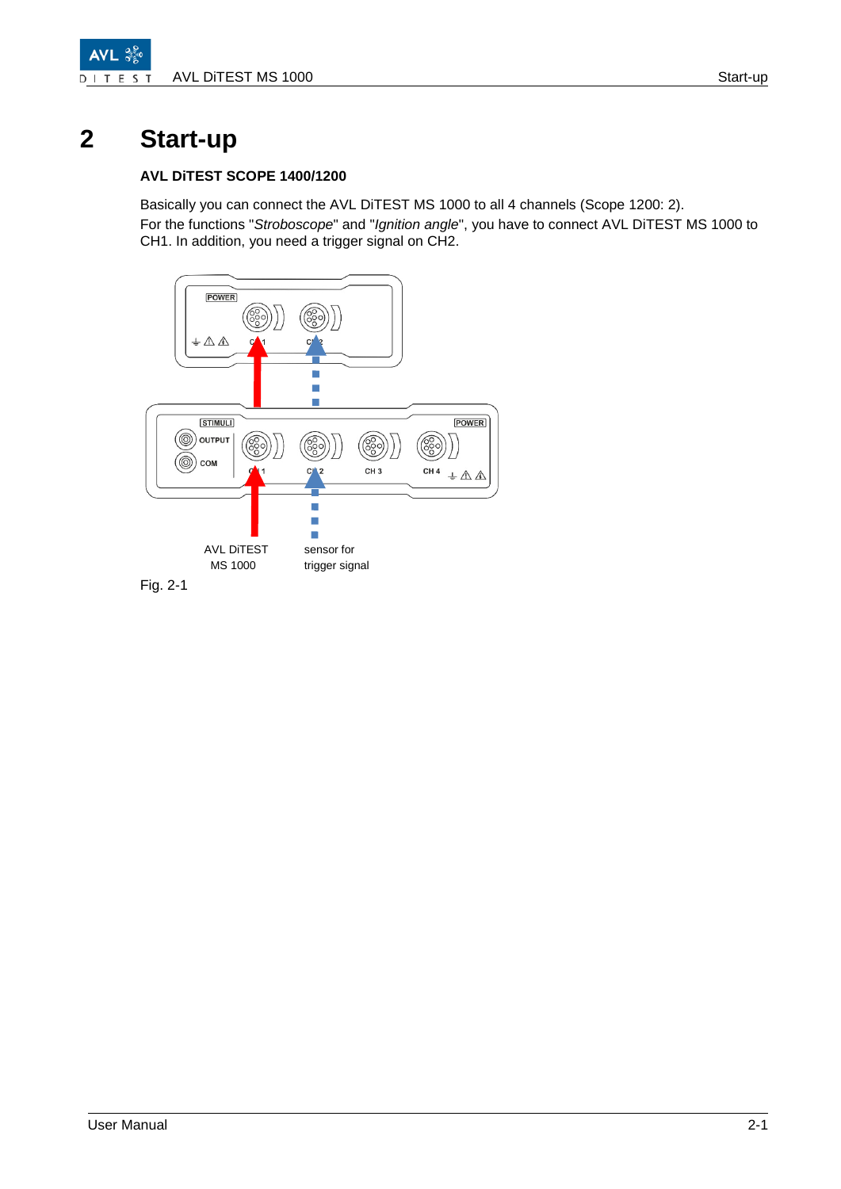# 2 Start-up

**AVL DiTEST SCOPE 1400/1200**

Basically you can connect the AVL DiTEST MS 1000 to all 4 channels (Scope 1200: 2).
For the functions "*Stroboscope*" and "*Ignition angle*", you have to connect AVL DiTEST MS 1000 to CH1. In addition, you need a trigger signal on CH2.

AVL DiTEST MS 1000

sensor for trigger signal

Fig. 2-1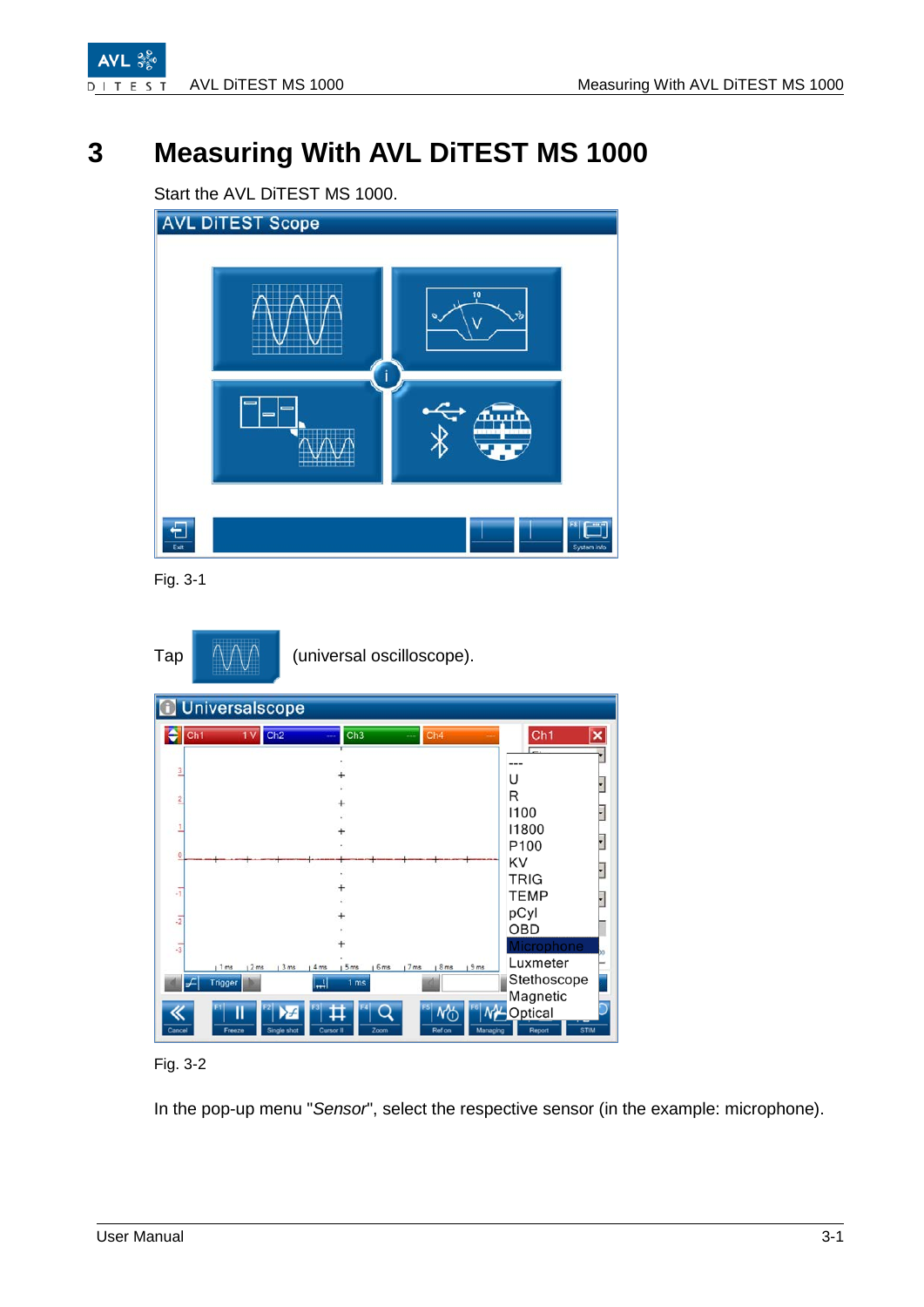# 3 Measuring With AVL DiTEST MS 1000

Start the AVL DiTEST MS 1000.

Fig. 3-1

Tap (universal oscilloscope).

Fig. 3-2

In the pop-up menu "*Sensor*", select the respective sensor (in the example: microphone).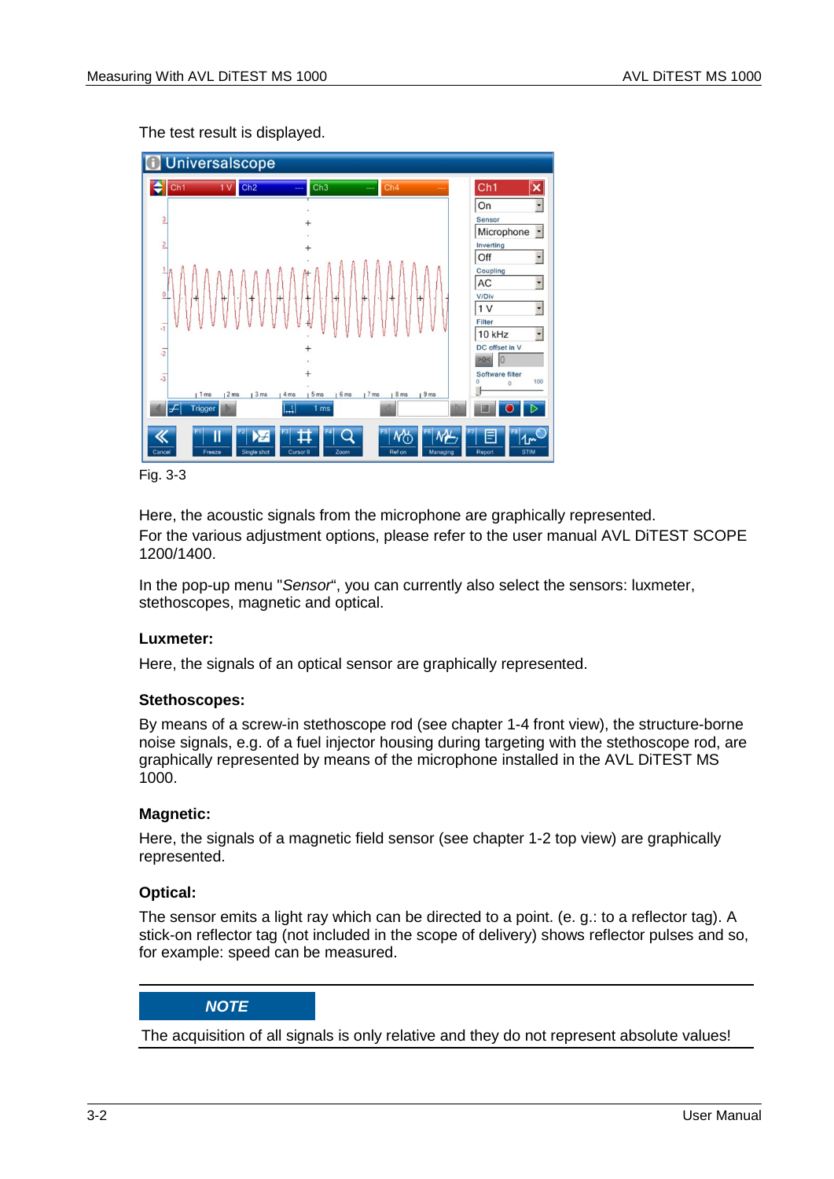The test result is displayed.

Fig. 3-3

Here, the acoustic signals from the microphone are graphically represented.
For the various adjustment options, please refer to the user manual AVL DiTEST SCOPE 1200/1400.

In the pop-up menu "*Sensor*", you can currently also select the sensors: luxmeter, stethoscopes, magnetic and optical.

**Luxmeter:**

Here, the signals of an optical sensor are graphically represented.

**Stethoscopes:**

By means of a screw-in stethoscope rod (see chapter 1-4 front view), the structure-borne noise signals, e.g. of a fuel injector housing during targeting with the stethoscope rod, are graphically represented by means of the microphone installed in the AVL DiTEST MS 1000.

**Magnetic:**

Here, the signals of a magnetic field sensor (see chapter 1-2 top view) are graphically represented.

**Optical:**

The sensor emits a light ray which can be directed to a point. (e. g.: to a reflector tag). A stick-on reflector tag (not included in the scope of delivery) shows reflector pulses and so, for example: speed can be measured.

***NOTE***

The acquisition of all signals is only relative and they do not represent absolute values!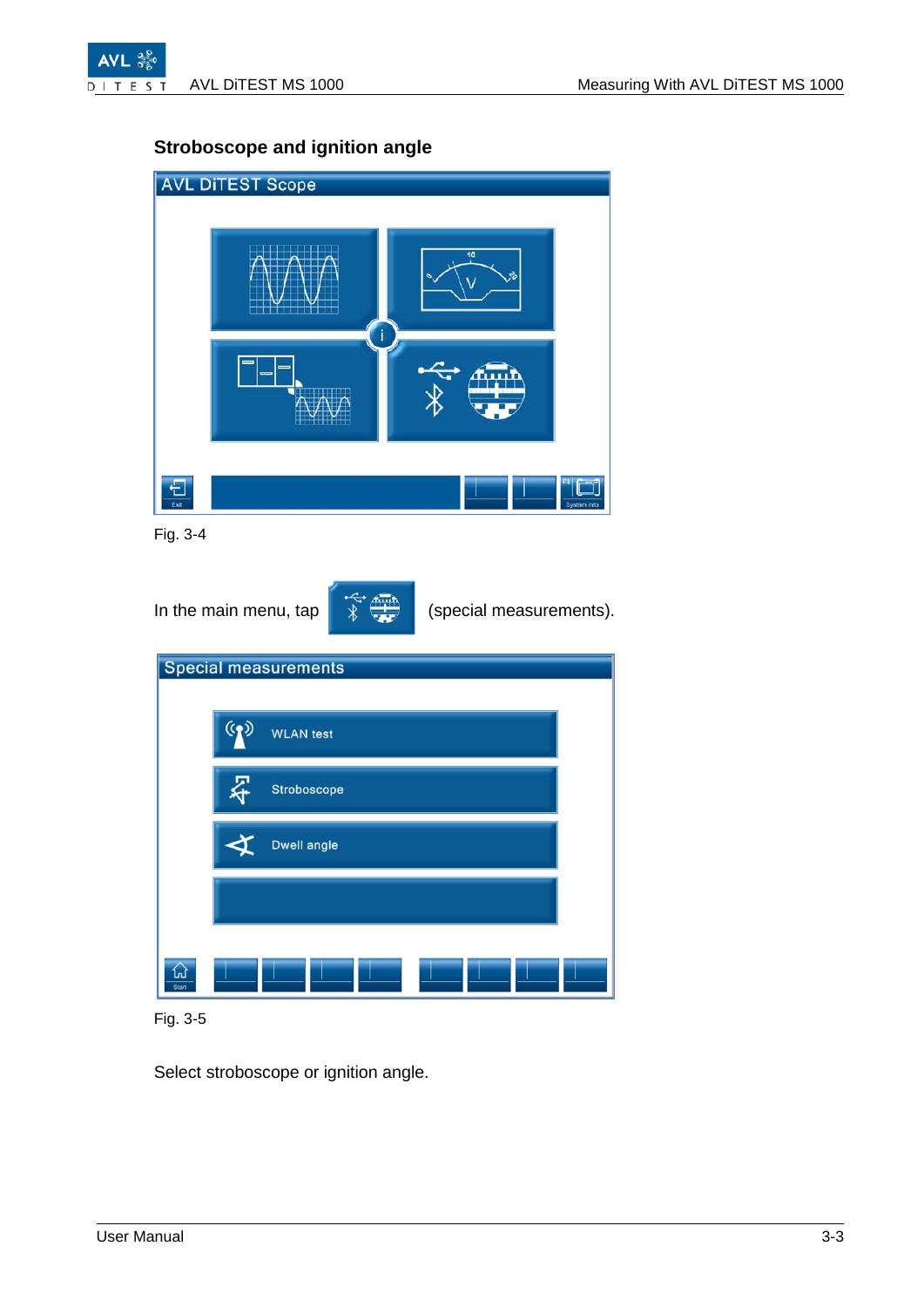## Stroboscope and ignition angle

Fig. 3-4

In the main menu, tap (special measurements).

Fig. 3-5

Select stroboscope or ignition angle.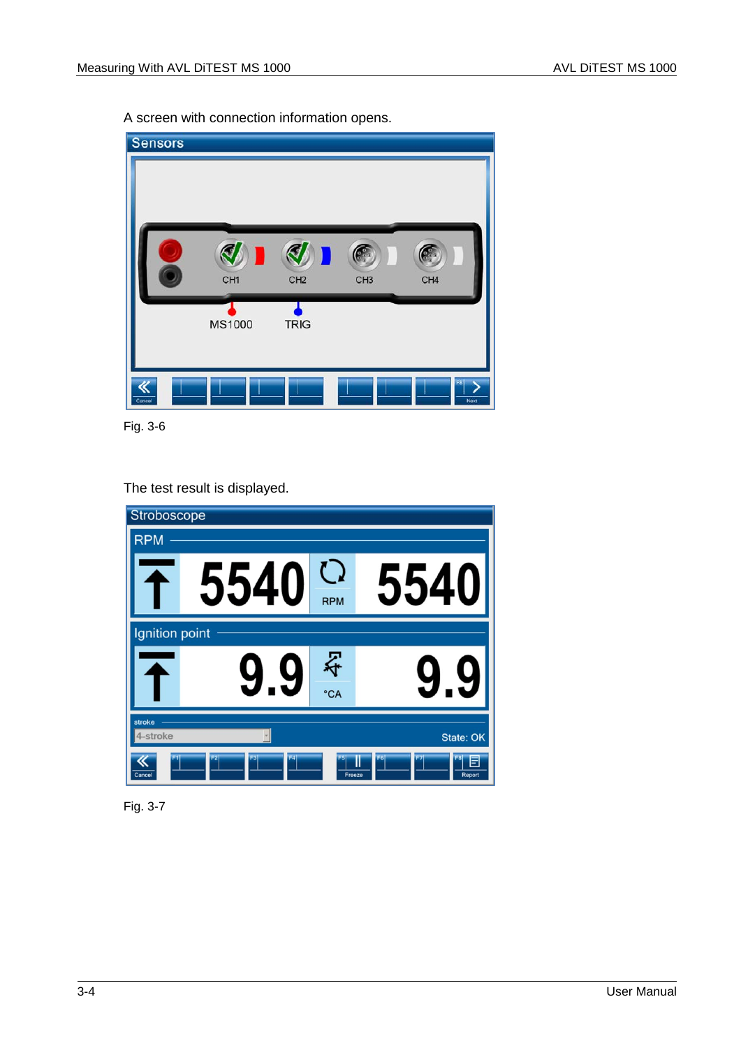A screen with connection information opens.

Fig. 3-6

The test result is displayed.

Fig. 3-7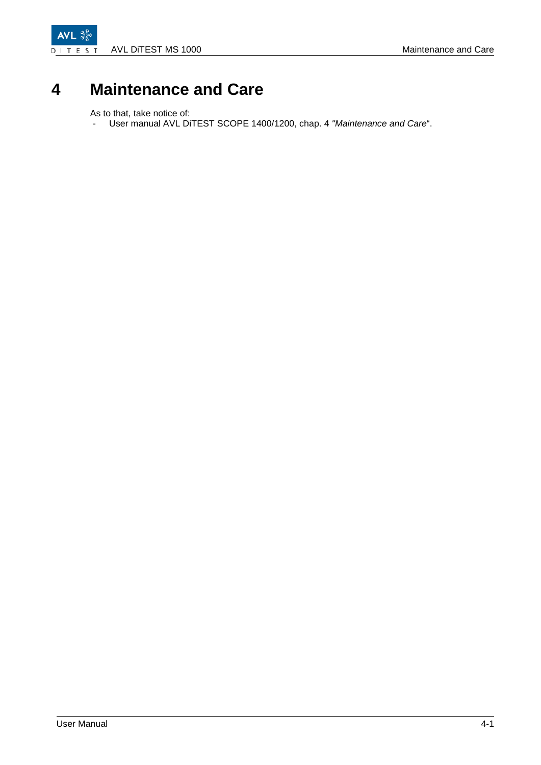# 4 Maintenance and Care

As to that, take notice of:

- User manual AVL DiTEST SCOPE 1400/1200, chap. 4 *"Maintenance and Care*“.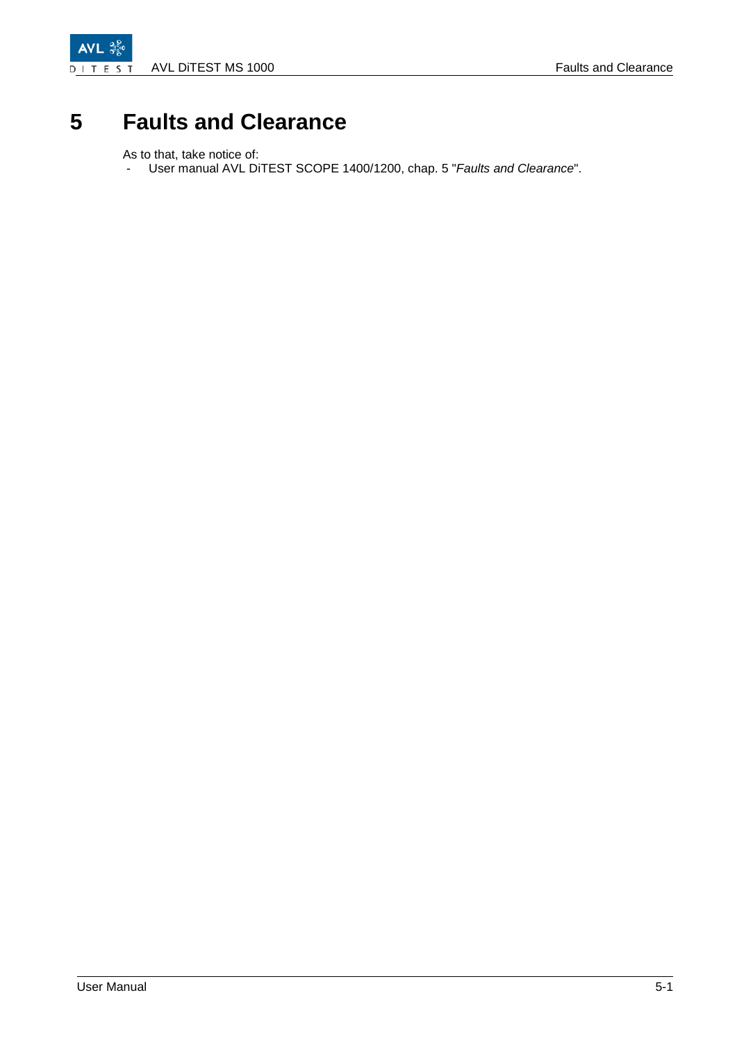# 5 Faults and Clearance

As to that, take notice of:

- User manual AVL DiTEST SCOPE 1400/1200, chap. 5 "*Faults and Clearance*".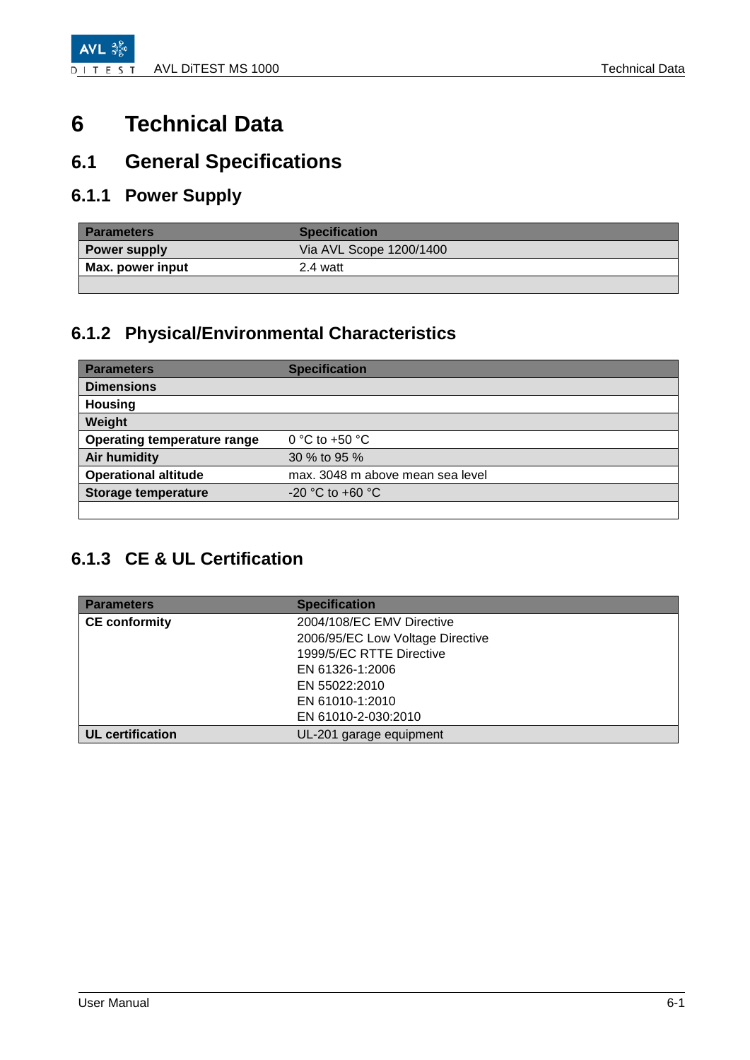# 6 Technical Data

## 6.1 General Specifications

### 6.1.1 Power Supply

| Parameters | Specification |
|---|---|
| **Power supply** | Via AVL Scope 1200/1400 |
| **Max. power input** | 2.4 watt |
| | |

### 6.1.2 Physical/Environmental Characteristics

| Parameters | Specification |
|---|---|
| **Dimensions** | |
| **Housing** | |
| **Weight** | |
| **Operating temperature range** | 0 °C to +50 °C |
| **Air humidity** | 30 % to 95 % |
| **Operational altitude** | max. 3048 m above mean sea level |
| **Storage temperature** | -20 °C to +60 °C |
| | |

### 6.1.3 CE & UL Certification

| Parameters | Specification |
|---|---|
| **CE conformity** | 2004/108/EC EMV Directive<br>2006/95/EC Low Voltage Directive<br>1999/5/EC RTTE Directive<br>EN 61326-1:2006<br>EN 55022:2010<br>EN 61010-1:2010<br>EN 61010-2-030:2010 |
| **UL certification** | UL-201 garage equipment |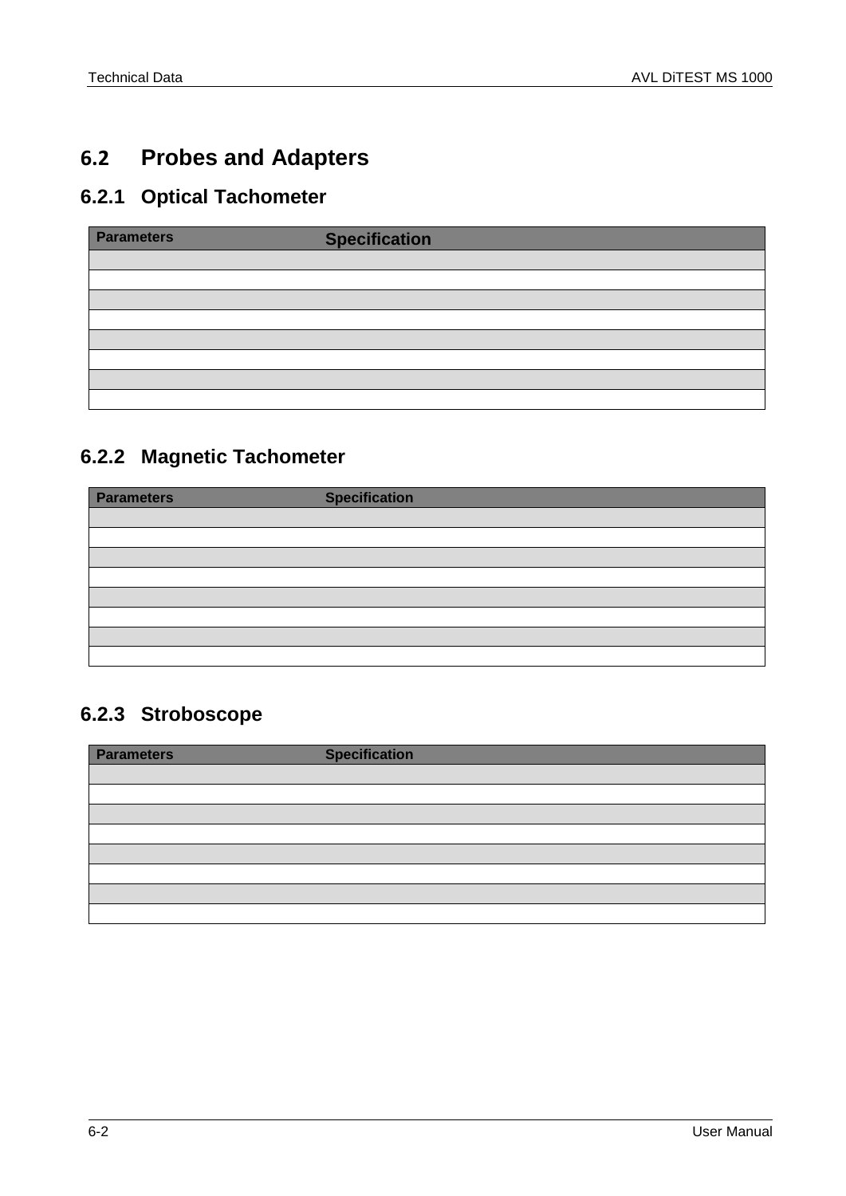## 6.2 Probes and Adapters

### 6.2.1 Optical Tachometer

| Parameters | Specification |
|---|---|
| | |
| | |
| | |
| | |
| | |
| | |
| | |
| | |

### 6.2.2 Magnetic Tachometer

| Parameters | Specification |
|---|---|
| | |
| | |
| | |
| | |
| | |
| | |
| | |
| | |

### 6.2.3 Stroboscope

| Parameters | Specification |
|---|---|
| | |
| | |
| | |
| | |
| | |
| | |
| | |
| | |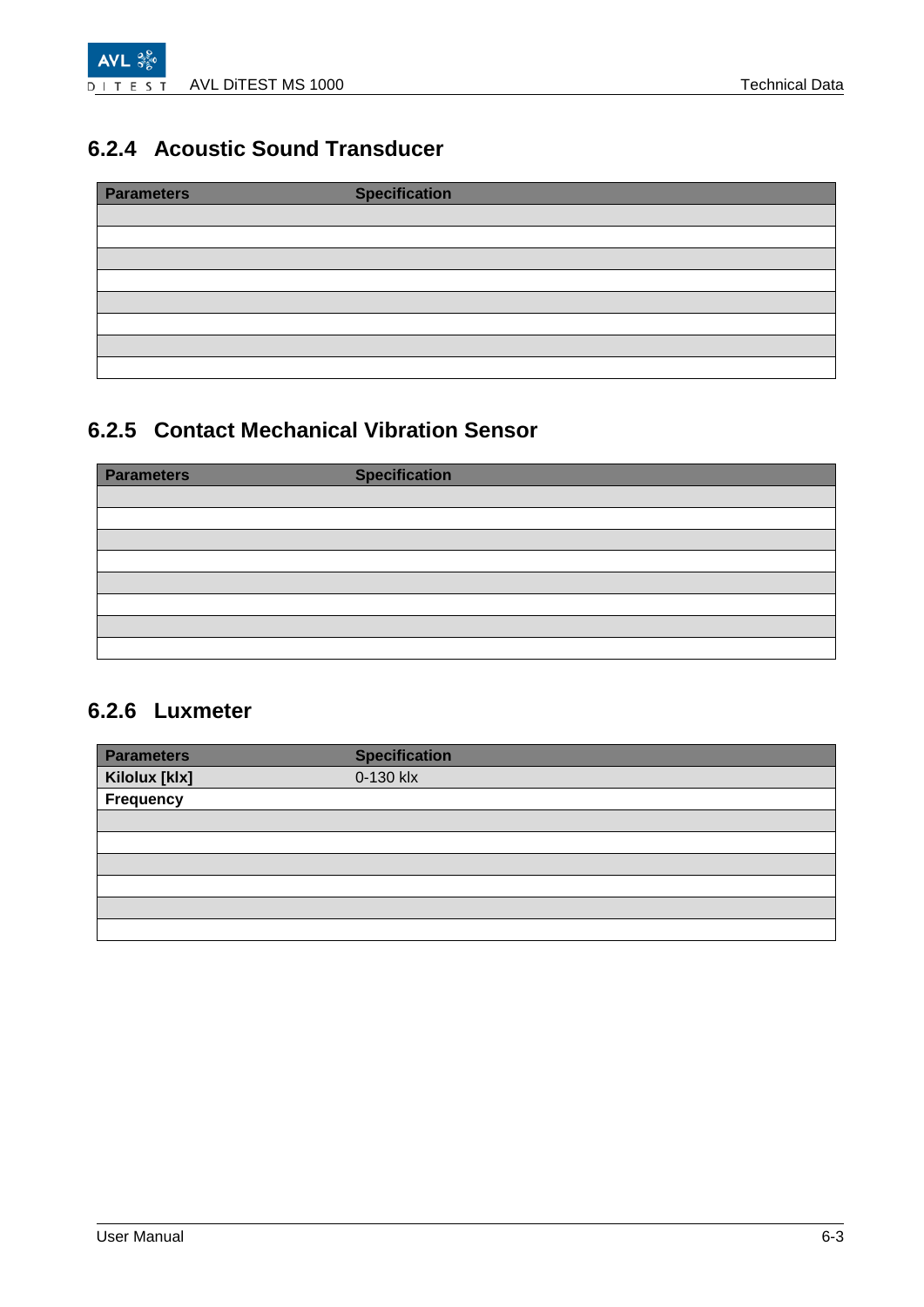### 6.2.4 Acoustic Sound Transducer

| Parameters | Specification |
|---|---|
| | |
| | |
| | |
| | |
| | |
| | |
| | |
| | |

### 6.2.5 Contact Mechanical Vibration Sensor

| Parameters | Specification |
|---|---|
| | |
| | |
| | |
| | |
| | |
| | |
| | |
| | |

### 6.2.6 Luxmeter

| Parameters | Specification |
|---|---|
| **Kilolux [klx]** | 0-130 klx |
| **Frequency** | |
| | |
| | |
| | |
| | |
| | |
| | |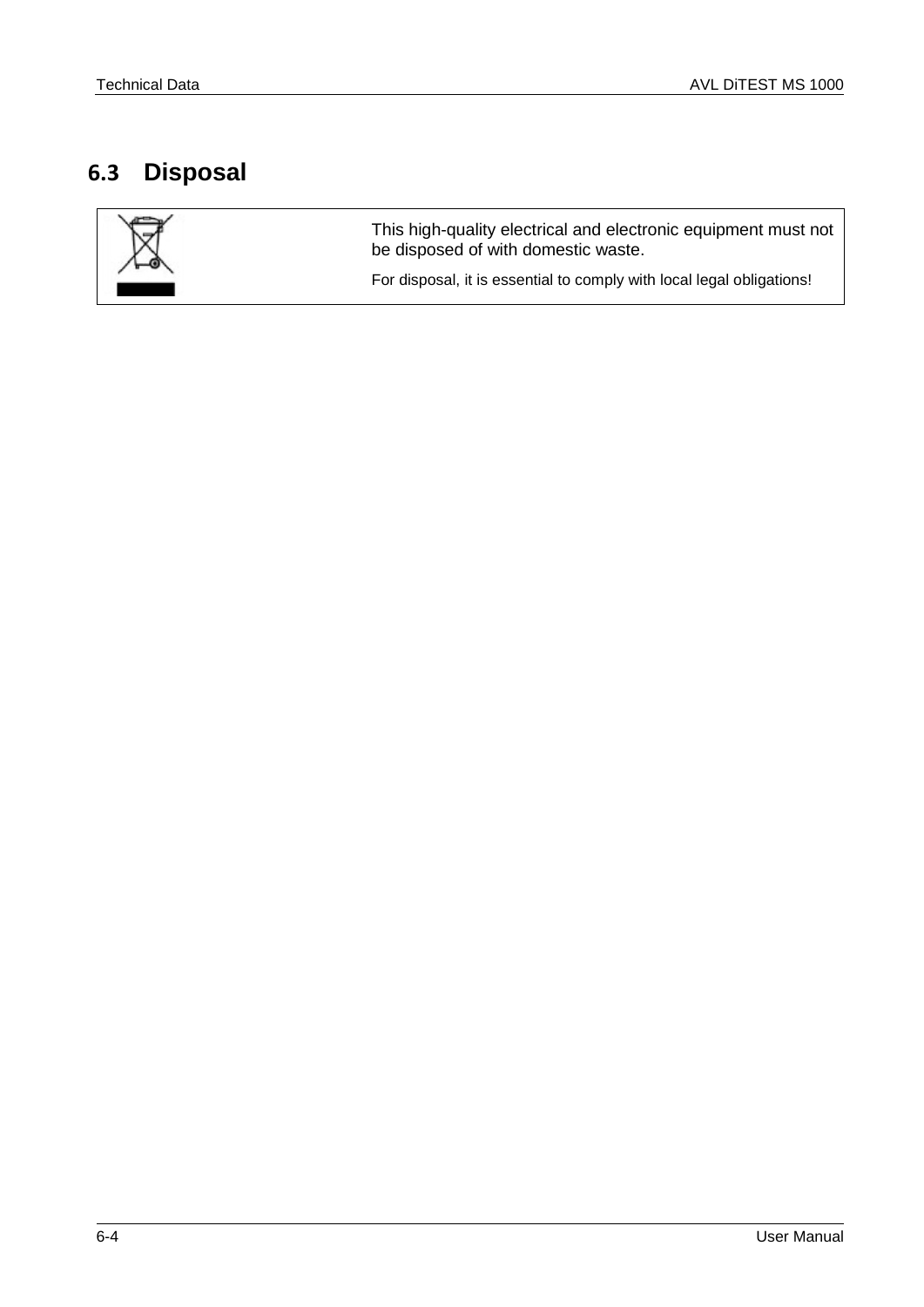## 6.3 Disposal

This high-quality electrical and electronic equipment must not be disposed of with domestic waste.

For disposal, it is essential to comply with local legal obligations!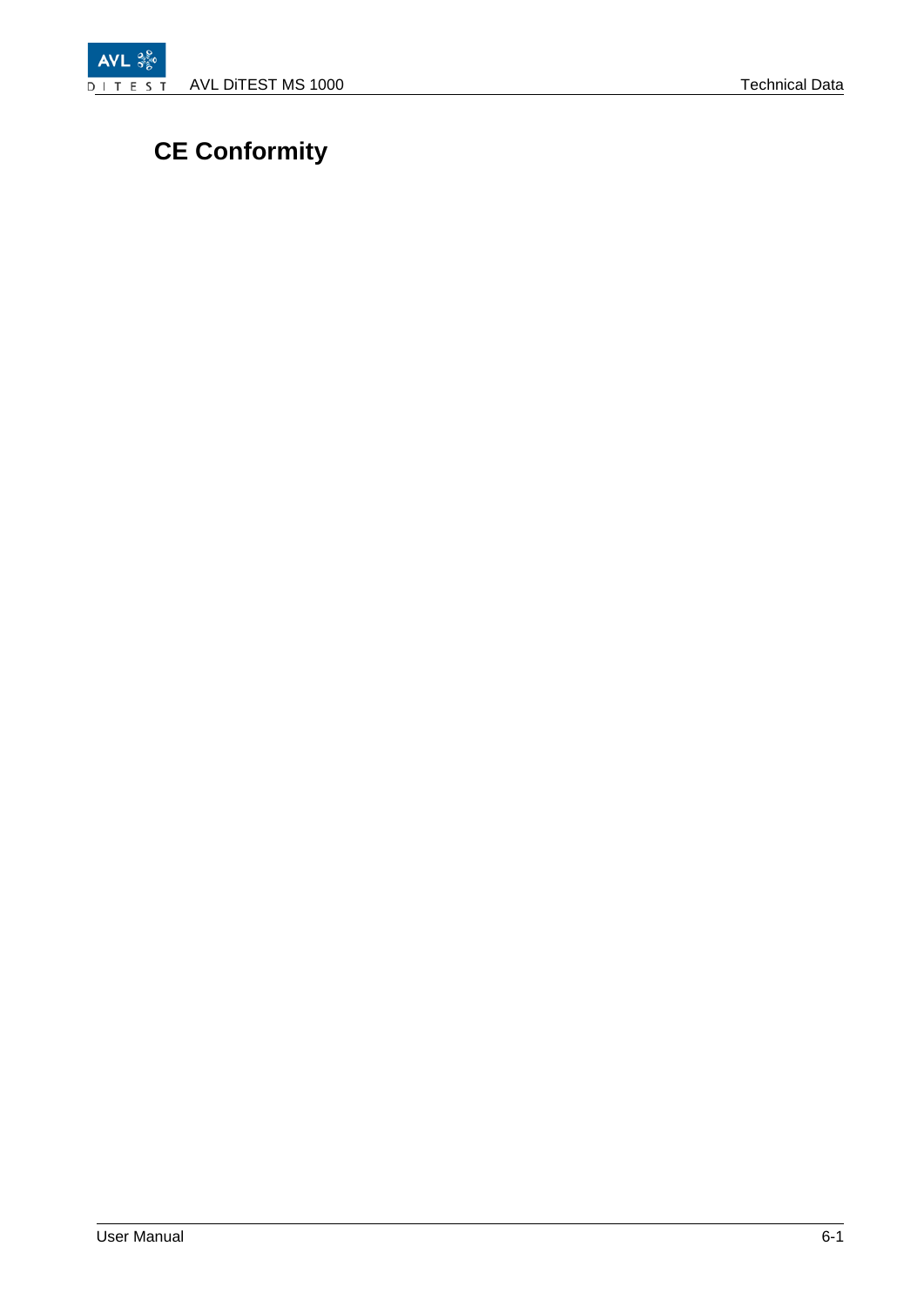# CE Conformity